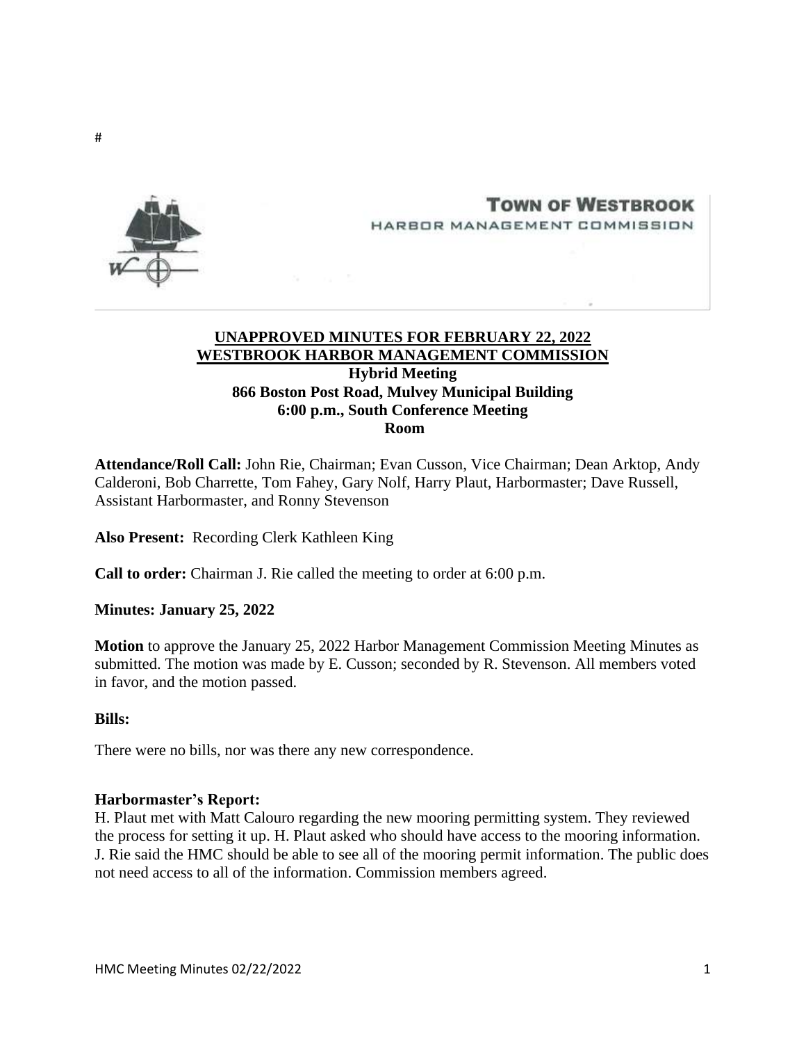#

**TOWN OF WESTBROOK**
HARBOR MANAGEMENT COMMISSION

**UNAPPROVED MINUTES FOR FEBRUARY 22, 2022**
**WESTBROOK HARBOR MANAGEMENT COMMISSION**
**Hybrid Meeting**
**866 Boston Post Road, Mulvey Municipal Building**
**6:00 p.m., South Conference Meeting Room**

**Attendance/Roll Call:** John Rie, Chairman; Evan Cusson, Vice Chairman; Dean Arktop, Andy Calderoni, Bob Charrette, Tom Fahey, Gary Nolf, Harry Plaut, Harbormaster; Dave Russell, Assistant Harbormaster, and Ronny Stevenson

**Also Present:** Recording Clerk Kathleen King

**Call to order:** Chairman J. Rie called the meeting to order at 6:00 p.m.

**Minutes: January 25, 2022**

**Motion** to approve the January 25, 2022 Harbor Management Commission Meeting Minutes as submitted. The motion was made by E. Cusson; seconded by R. Stevenson. All members voted in favor, and the motion passed.

**Bills:**

There were no bills, nor was there any new correspondence.

**Harbormaster's Report:**
H. Plaut met with Matt Calouro regarding the new mooring permitting system. They reviewed the process for setting it up. H. Plaut asked who should have access to the mooring information. J. Rie said the HMC should be able to see all of the mooring permit information. The public does not need access to all of the information. Commission members agreed.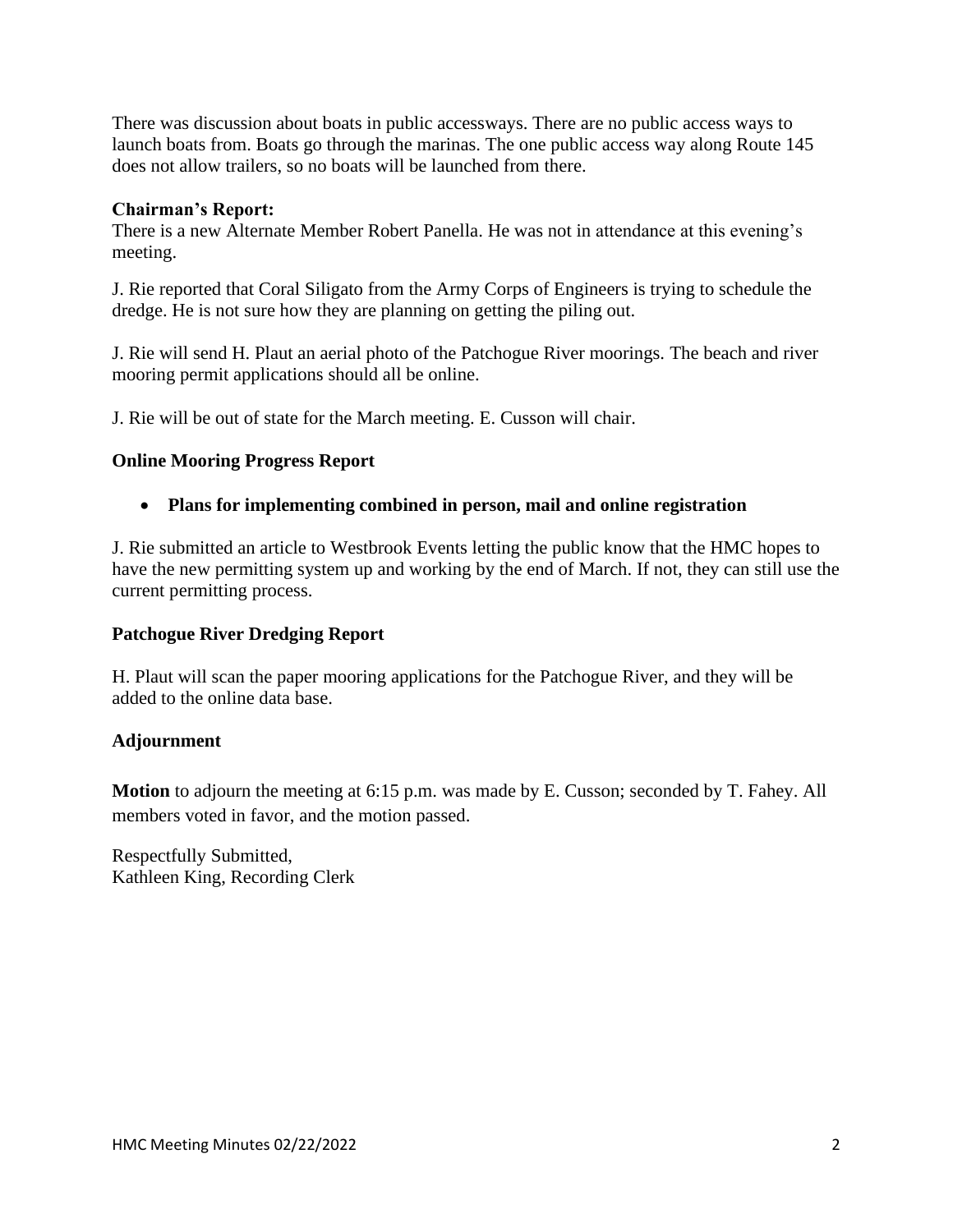There was discussion about boats in public accessways. There are no public access ways to launch boats from. Boats go through the marinas. The one public access way along Route 145 does not allow trailers, so no boats will be launched from there.

**Chairman's Report:**

There is a new Alternate Member Robert Panella. He was not in attendance at this evening's meeting.

J. Rie reported that Coral Siligato from the Army Corps of Engineers is trying to schedule the dredge. He is not sure how they are planning on getting the piling out.

J. Rie will send H. Plaut an aerial photo of the Patchogue River moorings. The beach and river mooring permit applications should all be online.

J. Rie will be out of state for the March meeting. E. Cusson will chair.

**Online Mooring Progress Report**

- **Plans for implementing combined in person, mail and online registration**

J. Rie submitted an article to Westbrook Events letting the public know that the HMC hopes to have the new permitting system up and working by the end of March. If not, they can still use the current permitting process.

**Patchogue River Dredging Report**

H. Plaut will scan the paper mooring applications for the Patchogue River, and they will be added to the online data base.

**Adjournment**

**Motion** to adjourn the meeting at 6:15 p.m. was made by E. Cusson; seconded by T. Fahey. All members voted in favor, and the motion passed.

Respectfully Submitted,
Kathleen King, Recording Clerk